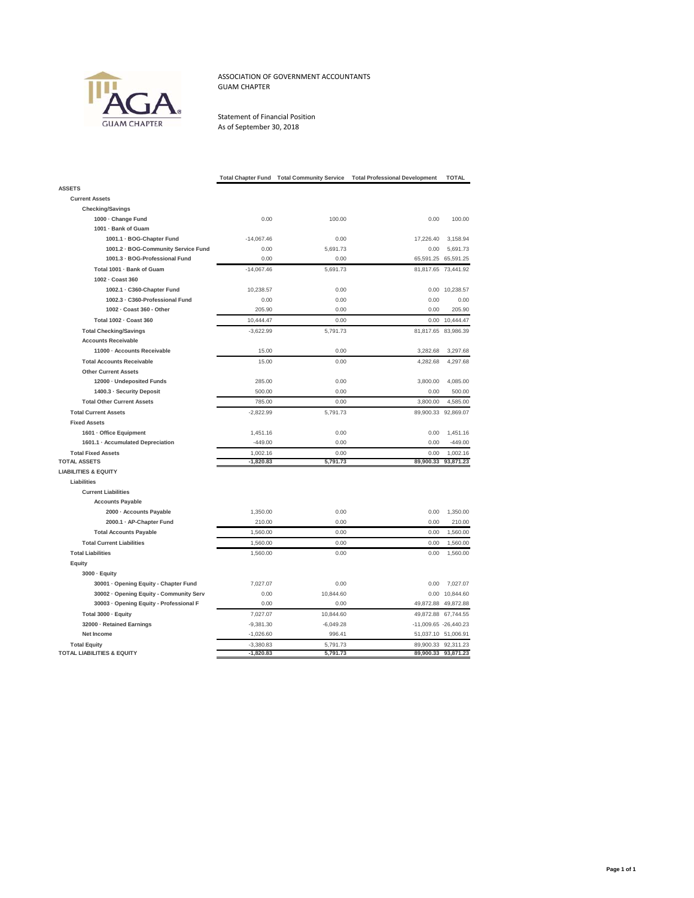ASSOCIATION OF GOVERNMENT ACCOUNTANTS
GUAM CHAPTER

Statement of Financial Position
As of September 30, 2018

| | Total Chapter Fund | Total Community Service | Total Professional Development | TOTAL |
|---|---|---|---|---|
| **ASSETS** | | | | |
| **Current Assets** | | | | |
| **Checking/Savings** | | | | |
| 1000 · Change Fund | 0.00 | 100.00 | 0.00 | 100.00 |
| 1001 · Bank of Guam | | | | |
| 1001.1 · BOG-Chapter Fund | -14,067.46 | 0.00 | 17,226.40 | 3,158.94 |
| 1001.2 · BOG-Community Service Fund | 0.00 | 5,691.73 | 0.00 | 5,691.73 |
| 1001.3 · BOG-Professional Fund | 0.00 | 0.00 | 65,591.25 | 65,591.25 |
| Total 1001 · Bank of Guam | -14,067.46 | 5,691.73 | 81,817.65 | 73,441.92 |
| 1002 · Coast 360 | | | | |
| 1002.1 · C360-Chapter Fund | 10,238.57 | 0.00 | 0.00 | 10,238.57 |
| 1002.3 · C360-Professional Fund | 0.00 | 0.00 | 0.00 | 0.00 |
| 1002 · Coast 360 - Other | 205.90 | 0.00 | 0.00 | 205.90 |
| Total 1002 · Coast 360 | 10,444.47 | 0.00 | 0.00 | 10,444.47 |
| **Total Checking/Savings** | -3,622.99 | 5,791.73 | 81,817.65 | 83,986.39 |
| **Accounts Receivable** | | | | |
| 11000 · Accounts Receivable | 15.00 | 0.00 | 3,282.68 | 3,297.68 |
| **Total Accounts Receivable** | 15.00 | 0.00 | 4,282.68 | 4,297.68 |
| **Other Current Assets** | | | | |
| 12000 · Undeposited Funds | 285.00 | 0.00 | 3,800.00 | 4,085.00 |
| 1400.3 · Security Deposit | 500.00 | 0.00 | 0.00 | 500.00 |
| **Total Other Current Assets** | 785.00 | 0.00 | 3,800.00 | 4,585.00 |
| **Total Current Assets** | -2,822.99 | 5,791.73 | 89,900.33 | 92,869.07 |
| **Fixed Assets** | | | | |
| 1601 · Office Equipment | 1,451.16 | 0.00 | 0.00 | 1,451.16 |
| 1601.1 · Accumulated Depreciation | -449.00 | 0.00 | 0.00 | -449.00 |
| **Total Fixed Assets** | 1,002.16 | 0.00 | 0.00 | 1,002.16 |
| **TOTAL ASSETS** | **-1,820.83** | **5,791.73** | **89,900.33** | **93,871.23** |
| **LIABILITIES & EQUITY** | | | | |
| **Liabilities** | | | | |
| **Current Liabilities** | | | | |
| **Accounts Payable** | | | | |
| 2000 · Accounts Payable | 1,350.00 | 0.00 | 0.00 | 1,350.00 |
| 2000.1 · AP-Chapter Fund | 210.00 | 0.00 | 0.00 | 210.00 |
| **Total Accounts Payable** | 1,560.00 | 0.00 | 0.00 | 1,560.00 |
| **Total Current Liabilities** | 1,560.00 | 0.00 | 0.00 | 1,560.00 |
| **Total Liabilities** | 1,560.00 | 0.00 | 0.00 | 1,560.00 |
| **Equity** | | | | |
| 3000 · Equity | | | | |
| 30001 · Opening Equity - Chapter Fund | 7,027.07 | 0.00 | 0.00 | 7,027.07 |
| 30002 · Opening Equity - Community Serv | 0.00 | 10,844.60 | 0.00 | 10,844.60 |
| 30003 · Opening Equity - Professional F | 0.00 | 0.00 | 49,872.88 | 49,872.88 |
| Total 3000 · Equity | 7,027.07 | 10,844.60 | 49,872.88 | 67,744.55 |
| 32000 · Retained Earnings | -9,381.30 | -6,049.28 | -11,009.65 | -26,440.23 |
| Net Income | -1,026.60 | 996.41 | 51,037.10 | 51,006.91 |
| **Total Equity** | -3,380.83 | 5,791.73 | 89,900.33 | 92,311.23 |
| **TOTAL LIABILITIES & EQUITY** | **-1,820.83** | **5,791.73** | **89,900.33** | **93,871.23** |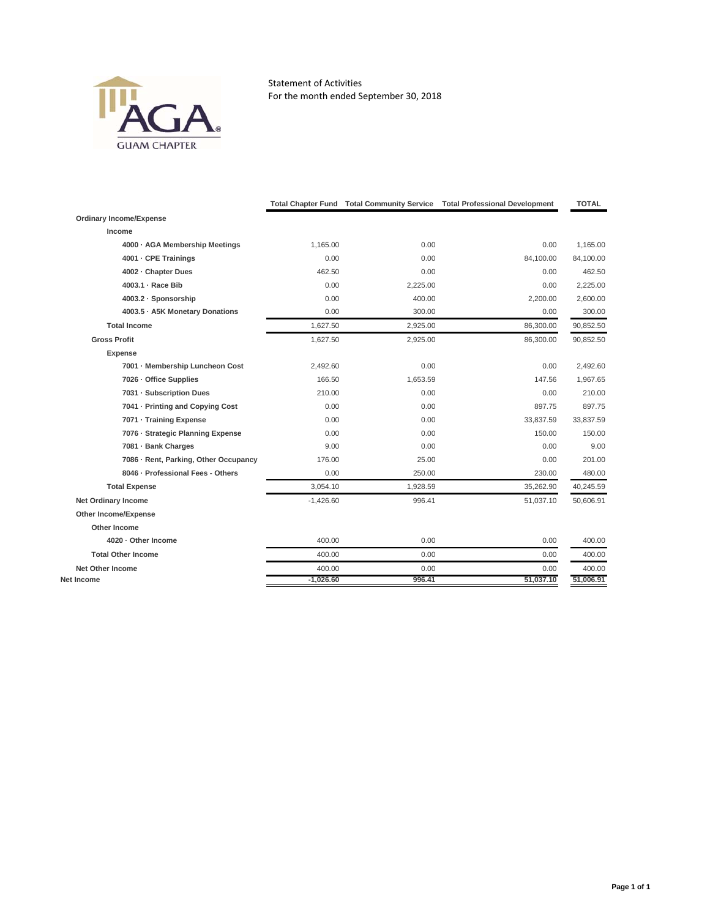AGA GUAM CHAPTER

Statement of Activities
For the month ended September 30, 2018

| | Total Chapter Fund | Total Community Service | Total Professional Development | TOTAL |
|---|---|---|---|---|
| **Ordinary Income/Expense** | | | | |
| **Income** | | | | |
| **4000 · AGA Membership Meetings** | 1,165.00 | 0.00 | 0.00 | 1,165.00 |
| **4001 · CPE Trainings** | 0.00 | 0.00 | 84,100.00 | 84,100.00 |
| **4002 · Chapter Dues** | 462.50 | 0.00 | 0.00 | 462.50 |
| **4003.1 · Race Bib** | 0.00 | 2,225.00 | 0.00 | 2,225.00 |
| **4003.2 · Sponsorship** | 0.00 | 400.00 | 2,200.00 | 2,600.00 |
| **4003.5 · A5K Monetary Donations** | 0.00 | 300.00 | 0.00 | 300.00 |
| **Total Income** | 1,627.50 | 2,925.00 | 86,300.00 | 90,852.50 |
| **Gross Profit** | 1,627.50 | 2,925.00 | 86,300.00 | 90,852.50 |
| **Expense** | | | | |
| **7001 · Membership Luncheon Cost** | 2,492.60 | 0.00 | 0.00 | 2,492.60 |
| **7026 · Office Supplies** | 166.50 | 1,653.59 | 147.56 | 1,967.65 |
| **7031 · Subscription Dues** | 210.00 | 0.00 | 0.00 | 210.00 |
| **7041 · Printing and Copying Cost** | 0.00 | 0.00 | 897.75 | 897.75 |
| **7071 · Training Expense** | 0.00 | 0.00 | 33,837.59 | 33,837.59 |
| **7076 · Strategic Planning Expense** | 0.00 | 0.00 | 150.00 | 150.00 |
| **7081 · Bank Charges** | 9.00 | 0.00 | 0.00 | 9.00 |
| **7086 · Rent, Parking, Other Occupancy** | 176.00 | 25.00 | 0.00 | 201.00 |
| **8046 · Professional Fees - Others** | 0.00 | 250.00 | 230.00 | 480.00 |
| **Total Expense** | 3,054.10 | 1,928.59 | 35,262.90 | 40,245.59 |
| **Net Ordinary Income** | -1,426.60 | 996.41 | 51,037.10 | 50,606.91 |
| **Other Income/Expense** | | | | |
| **Other Income** | | | | |
| **4020 · Other Income** | 400.00 | 0.00 | 0.00 | 400.00 |
| **Total Other Income** | 400.00 | 0.00 | 0.00 | 400.00 |
| **Net Other Income** | 400.00 | 0.00 | 0.00 | 400.00 |
| **Net Income** | **-1,026.60** | **996.41** | **51,037.10** | **51,006.91** |